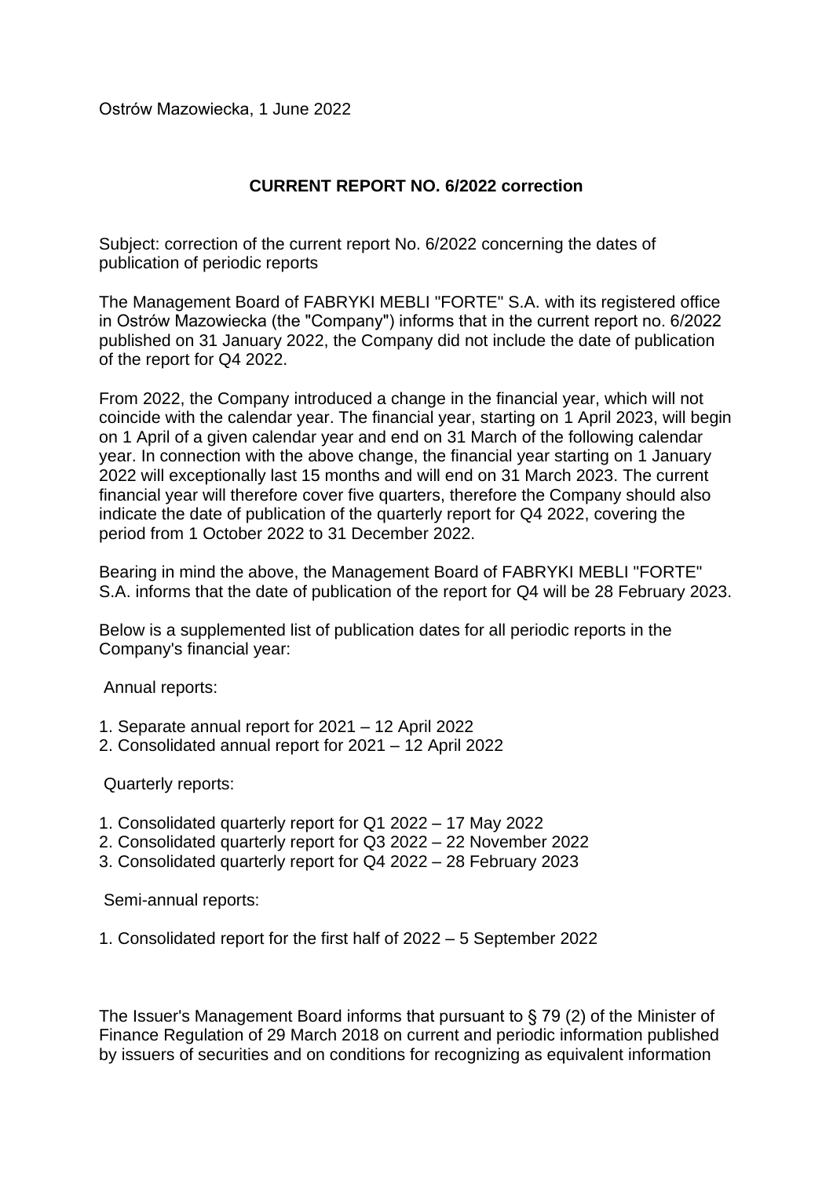Ostrów Mazowiecka, 1 June 2022

**CURRENT REPORT NO. 6/2022 correction**

Subject: correction of the current report No. 6/2022 concerning the dates of publication of periodic reports

The Management Board of FABRYKI MEBLI "FORTE" S.A. with its registered office in Ostrów Mazowiecka (the "Company") informs that in the current report no. 6/2022 published on 31 January 2022, the Company did not include the date of publication of the report for Q4 2022.

From 2022, the Company introduced a change in the financial year, which will not coincide with the calendar year. The financial year, starting on 1 April 2023, will begin on 1 April of a given calendar year and end on 31 March of the following calendar year. In connection with the above change, the financial year starting on 1 January 2022 will exceptionally last 15 months and will end on 31 March 2023. The current financial year will therefore cover five quarters, therefore the Company should also indicate the date of publication of the quarterly report for Q4 2022, covering the period from 1 October 2022 to 31 December 2022.

Bearing in mind the above, the Management Board of FABRYKI MEBLI "FORTE" S.A. informs that the date of publication of the report for Q4 will be 28 February 2023.

Below is a supplemented list of publication dates for all periodic reports in the Company's financial year:

Annual reports:

1. Separate annual report for 2021 – 12 April 2022
2. Consolidated annual report for 2021 – 12 April 2022

Quarterly reports:

1. Consolidated quarterly report for Q1 2022 – 17 May 2022
2. Consolidated quarterly report for Q3 2022 – 22 November 2022
3. Consolidated quarterly report for Q4 2022 – 28 February 2023

Semi-annual reports:

1. Consolidated report for the first half of 2022 – 5 September 2022

The Issuer's Management Board informs that pursuant to § 79 (2) of the Minister of Finance Regulation of 29 March 2018 on current and periodic information published by issuers of securities and on conditions for recognizing as equivalent information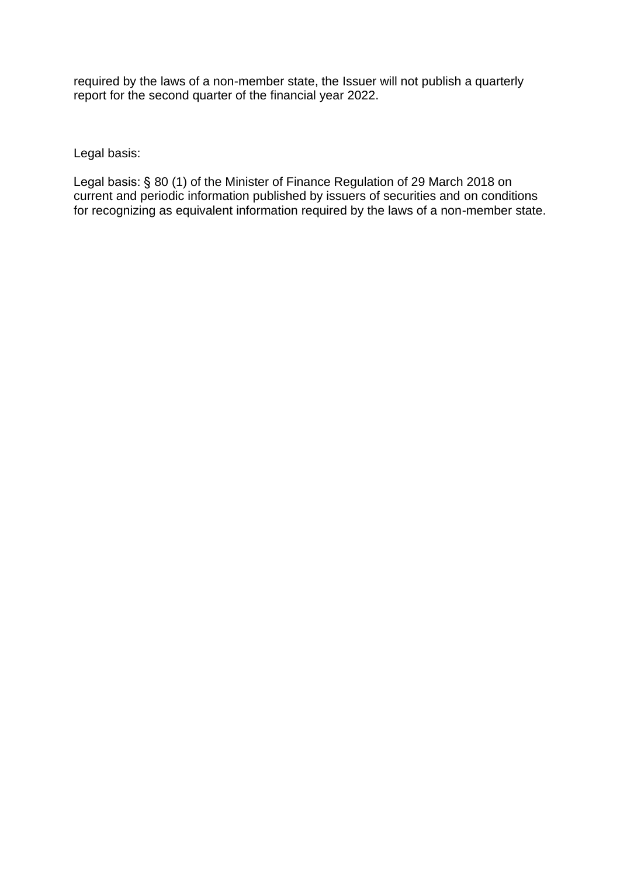required by the laws of a non-member state, the Issuer will not publish a quarterly report for the second quarter of the financial year 2022.

Legal basis:

Legal basis: § 80 (1) of the Minister of Finance Regulation of 29 March 2018 on current and periodic information published by issuers of securities and on conditions for recognizing as equivalent information required by the laws of a non-member state.